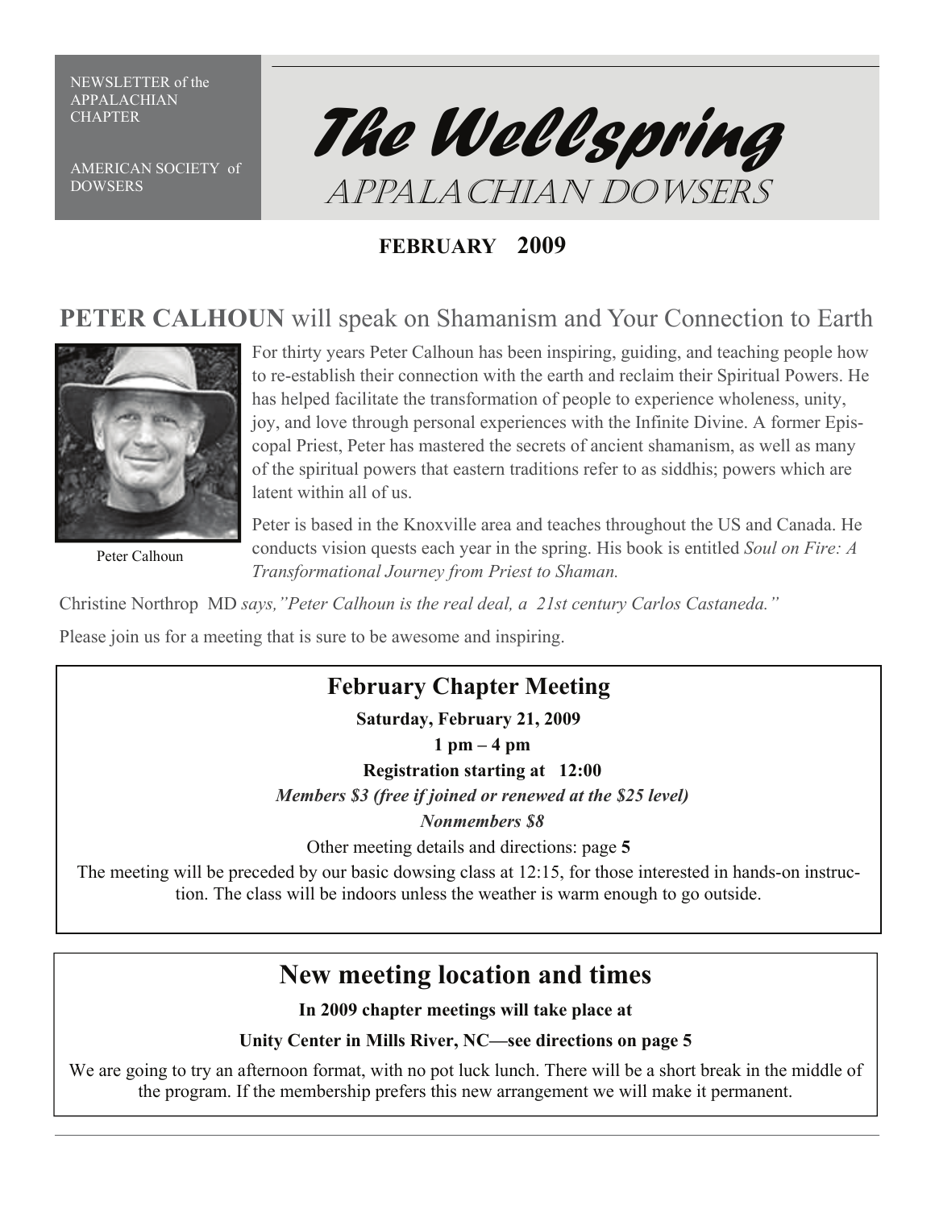NEWSLETTER of the APPALACHIAN CHAPTER

AMERICAN SOCIETY of DOWSERS

# The Wellspring

## APPALACHIAN DOWSERS

**FEBRUARY 2009**

## **PETER CALHOUN** will speak on Shamanism and Your Connection to Earth

Peter Calhoun

For thirty years Peter Calhoun has been inspiring, guiding, and teaching people how to re-establish their connection with the earth and reclaim their Spiritual Powers. He has helped facilitate the transformation of people to experience wholeness, unity, joy, and love through personal experiences with the Infinite Divine. A former Episcopal Priest, Peter has mastered the secrets of ancient shamanism, as well as many of the spiritual powers that eastern traditions refer to as siddhis; powers which are latent within all of us.

Peter is based in the Knoxville area and teaches throughout the US and Canada. He conducts vision quests each year in the spring. His book is entitled *Soul on Fire: A Transformational Journey from Priest to Shaman.*

Christine Northrop MD *says,"Peter Calhoun is the real deal, a 21st century Carlos Castaneda."*

Please join us for a meeting that is sure to be awesome and inspiring.

### February Chapter Meeting

**Saturday, February 21, 2009**

**1 pm – 4 pm**

**Registration starting at 12:00**

***Members $3 (free if joined or renewed at the $25 level)***

***Nonmembers $8***

Other meeting details and directions: page **5**

The meeting will be preceded by our basic dowsing class at 12:15, for those interested in hands-on instruction. The class will be indoors unless the weather is warm enough to go outside.

### New meeting location and times

**In 2009 chapter meetings will take place at**

**Unity Center in Mills River, NC—see directions on page 5**

We are going to try an afternoon format, with no pot luck lunch. There will be a short break in the middle of the program. If the membership prefers this new arrangement we will make it permanent.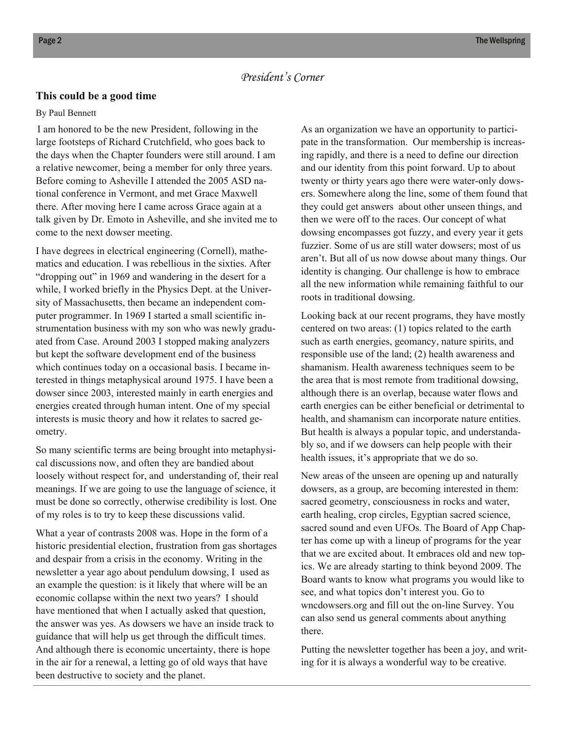*President's Corner*

## This could be a good time

By Paul Bennett

I am honored to be the new President, following in the large footsteps of Richard Crutchfield, who goes back to the days when the Chapter founders were still around. I am a relative newcomer, being a member for only three years. Before coming to Asheville I attended the 2005 ASD national conference in Vermont, and met Grace Maxwell there. After moving here I came across Grace again at a talk given by Dr. Emoto in Asheville, and she invited me to come to the next dowser meeting.

I have degrees in electrical engineering (Cornell), mathematics and education. I was rebellious in the sixties. After "dropping out" in 1969 and wandering in the desert for a while, I worked briefly in the Physics Dept. at the University of Massachusetts, then became an independent computer programmer. In 1969 I started a small scientific instrumentation business with my son who was newly graduated from Case. Around 2003 I stopped making analyzers but kept the software development end of the business which continues today on a occasional basis. I became interested in things metaphysical around 1975. I have been a dowser since 2003, interested mainly in earth energies and energies created through human intent. One of my special interests is music theory and how it relates to sacred geometry.

So many scientific terms are being brought into metaphysical discussions now, and often they are bandied about loosely without respect for, and understanding of, their real meanings. If we are going to use the language of science, it must be done so correctly, otherwise credibility is lost. One of my roles is to try to keep these discussions valid.

What a year of contrasts 2008 was. Hope in the form of a historic presidential election, frustration from gas shortages and despair from a crisis in the economy. Writing in the newsletter a year ago about pendulum dowsing, I used as an example the question: is it likely that where will be an economic collapse within the next two years? I should have mentioned that when I actually asked that question, the answer was yes. As dowsers we have an inside track to guidance that will help us get through the difficult times. And although there is economic uncertainty, there is hope in the air for a renewal, a letting go of old ways that have been destructive to society and the planet.

As an organization we have an opportunity to participate in the transformation. Our membership is increasing rapidly, and there is a need to define our direction and our identity from this point forward. Up to about twenty or thirty years ago there were water-only dowsers. Somewhere along the line, some of them found that they could get answers about other unseen things, and then we were off to the races. Our concept of what dowsing encompasses got fuzzy, and every year it gets fuzzier. Some of us are still water dowsers; most of us aren't. But all of us now dowse about many things. Our identity is changing. Our challenge is how to embrace all the new information while remaining faithful to our roots in traditional dowsing.

Looking back at our recent programs, they have mostly centered on two areas: (1) topics related to the earth such as earth energies, geomancy, nature spirits, and responsible use of the land; (2) health awareness and shamanism. Health awareness techniques seem to be the area that is most remote from traditional dowsing, although there is an overlap, because water flows and earth energies can be either beneficial or detrimental to health, and shamanism can incorporate nature entities. But health is always a popular topic, and understandably so, and if we dowsers can help people with their health issues, it's appropriate that we do so.

New areas of the unseen are opening up and naturally dowsers, as a group, are becoming interested in them: sacred geometry, consciousness in rocks and water, earth healing, crop circles, Egyptian sacred science, sacred sound and even UFOs. The Board of App Chapter has come up with a lineup of programs for the year that we are excited about. It embraces old and new topics. We are already starting to think beyond 2009. The Board wants to know what programs you would like to see, and what topics don't interest you. Go to wncdowsers.org and fill out the on-line Survey. You can also send us general comments about anything there.

Putting the newsletter together has been a joy, and writing for it is always a wonderful way to be creative.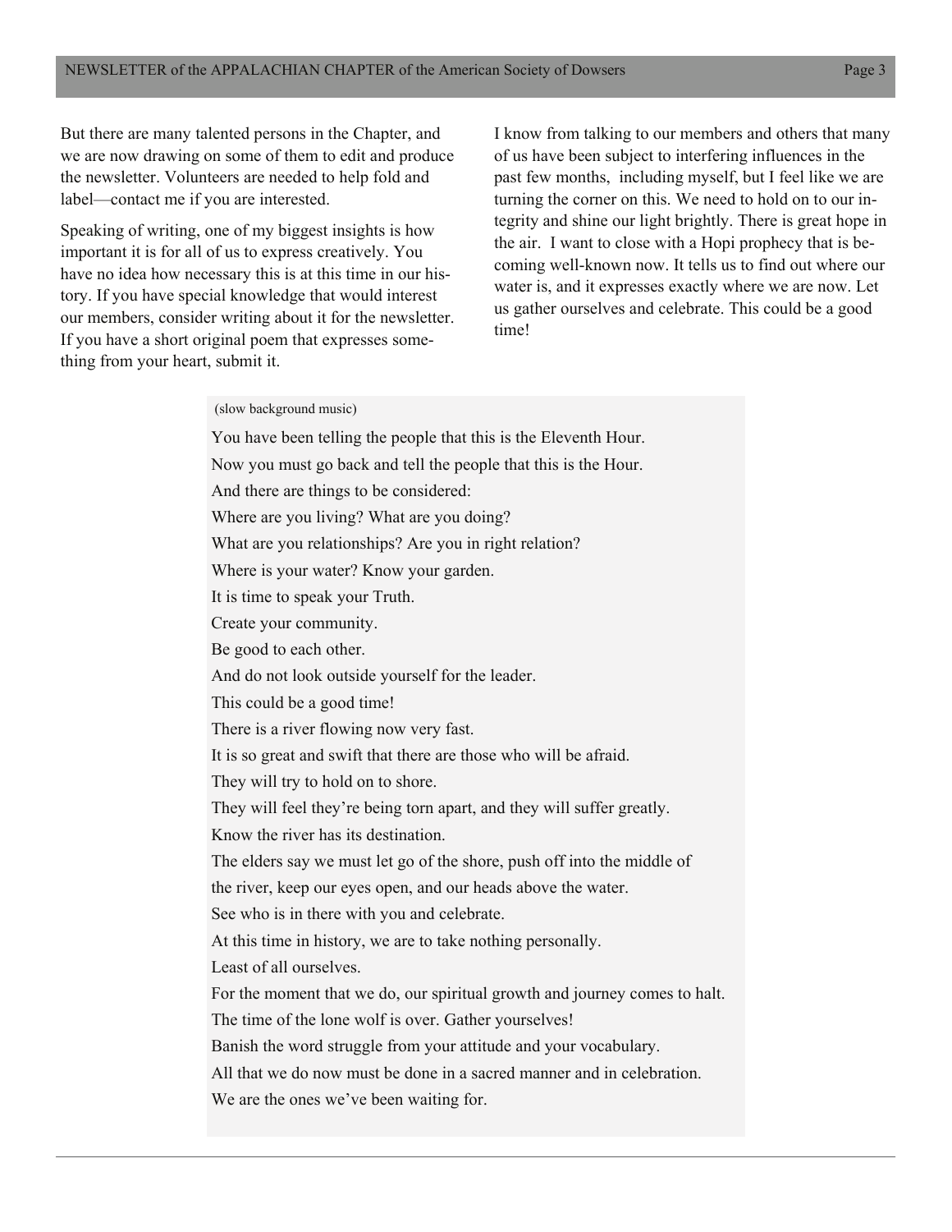But there are many talented persons in the Chapter, and we are now drawing on some of them to edit and produce the newsletter. Volunteers are needed to help fold and label—contact me if you are interested.

Speaking of writing, one of my biggest insights is how important it is for all of us to express creatively. You have no idea how necessary this is at this time in our history. If you have special knowledge that would interest our members, consider writing about it for the newsletter. If you have a short original poem that expresses something from your heart, submit it.

I know from talking to our members and others that many of us have been subject to interfering influences in the past few months, including myself, but I feel like we are turning the corner on this. We need to hold on to our integrity and shine our light brightly. There is great hope in the air. I want to close with a Hopi prophecy that is becoming well-known now. It tells us to find out where our water is, and it expresses exactly where we are now. Let us gather ourselves and celebrate. This could be a good time!

(slow background music)

You have been telling the people that this is the Eleventh Hour.  
Now you must go back and tell the people that this is the Hour.  
And there are things to be considered:  
Where are you living? What are you doing?  
What are you relationships? Are you in right relation?  
Where is your water? Know your garden.  
It is time to speak your Truth.  
Create your community.  
Be good to each other.  
And do not look outside yourself for the leader.  
This could be a good time!  
There is a river flowing now very fast.  
It is so great and swift that there are those who will be afraid.  
They will try to hold on to shore.  
They will feel they're being torn apart, and they will suffer greatly.  
Know the river has its destination.  
The elders say we must let go of the shore, push off into the middle of the river, keep our eyes open, and our heads above the water.  
See who is in there with you and celebrate.  
At this time in history, we are to take nothing personally.  
Least of all ourselves.  
For the moment that we do, our spiritual growth and journey comes to halt.  
The time of the lone wolf is over. Gather yourselves!  
Banish the word struggle from your attitude and your vocabulary.  
All that we do now must be done in a sacred manner and in celebration.  
We are the ones we've been waiting for.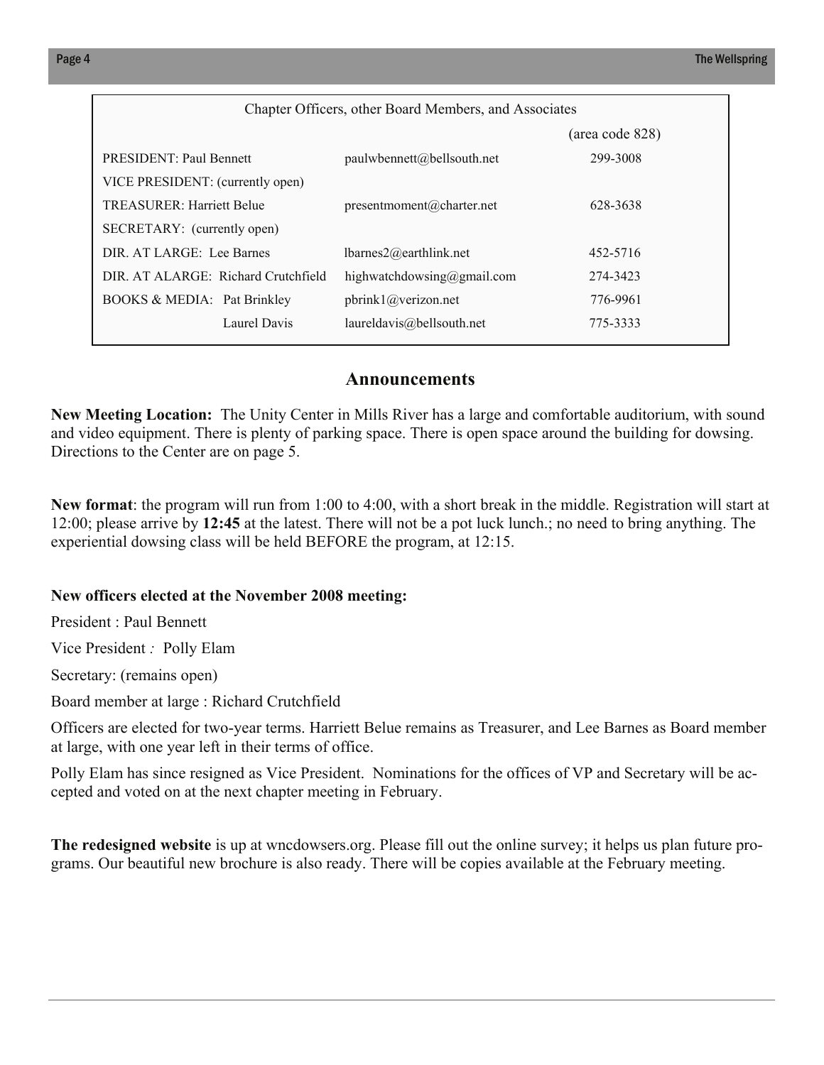| Chapter Officers, other Board Members, and Associates | | |
| --- | --- | --- |
| | | (area code 828) |
| PRESIDENT: Paul Bennett | paulwbennett@bellsouth.net | 299-3008 |
| VICE PRESIDENT: (currently open) | | |
| TREASURER: Harriett Belue | presentmoment@charter.net | 628-3638 |
| SECRETARY: (currently open) | | |
| DIR. AT LARGE: Lee Barnes | lbarnes2@earthlink.net | 452-5716 |
| DIR. AT ALARGE: Richard Crutchfield | highwatchdowsing@gmail.com | 274-3423 |
| BOOKS & MEDIA: Pat Brinkley | pbrink1@verizon.net | 776-9961 |
| Laurel Davis | laureldavis@bellsouth.net | 775-3333 |

## Announcements

**New Meeting Location:** The Unity Center in Mills River has a large and comfortable auditorium, with sound and video equipment. There is plenty of parking space. There is open space around the building for dowsing. Directions to the Center are on page 5.

**New format**: the program will run from 1:00 to 4:00, with a short break in the middle. Registration will start at 12:00; please arrive by **12:45** at the latest. There will not be a pot luck lunch.; no need to bring anything. The experiential dowsing class will be held BEFORE the program, at 12:15.

**New officers elected at the November 2008 meeting:**

President : Paul Bennett

Vice President *:* Polly Elam

Secretary: (remains open)

Board member at large : Richard Crutchfield

Officers are elected for two-year terms. Harriett Belue remains as Treasurer, and Lee Barnes as Board member at large, with one year left in their terms of office.

Polly Elam has since resigned as Vice President. Nominations for the offices of VP and Secretary will be accepted and voted on at the next chapter meeting in February.

**The redesigned website** is up at wncdowsers.org. Please fill out the online survey; it helps us plan future programs. Our beautiful new brochure is also ready. There will be copies available at the February meeting.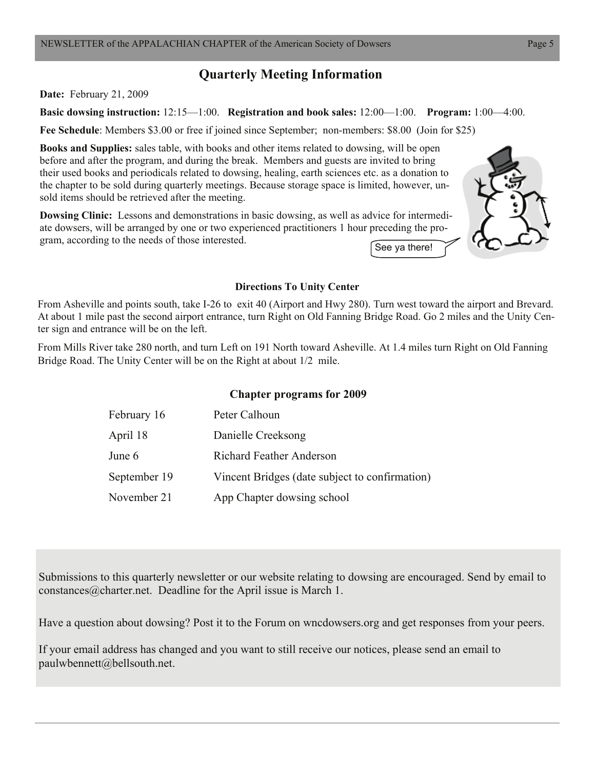## Quarterly Meeting Information

**Date:** February 21, 2009

**Basic dowsing instruction:** 12:15—1:00. **Registration and book sales:** 12:00—1:00. **Program:** 1:00—4:00.

**Fee Schedule**: Members $3.00 or free if joined since September; non-members: $8.00 (Join for $25)

**Books and Supplies:** sales table, with books and other items related to dowsing, will be open before and after the program, and during the break. Members and guests are invited to bring their used books and periodicals related to dowsing, healing, earth sciences etc. as a donation to the chapter to be sold during quarterly meetings. Because storage space is limited, however, unsold items should be retrieved after the meeting.

**Dowsing Clinic:** Lessons and demonstrations in basic dowsing, as well as advice for intermediate dowsers, will be arranged by one or two experienced practitioners 1 hour preceding the program, according to the needs of those interested.

See ya there!

### Directions To Unity Center

From Asheville and points south, take I-26 to exit 40 (Airport and Hwy 280). Turn west toward the airport and Brevard. At about 1 mile past the second airport entrance, turn Right on Old Fanning Bridge Road. Go 2 miles and the Unity Center sign and entrance will be on the left.

From Mills River take 280 north, and turn Left on 191 North toward Asheville. At 1.4 miles turn Right on Old Fanning Bridge Road. The Unity Center will be on the Right at about 1/2 mile.

### Chapter programs for 2009

| | |
|---|---|
| February 16 | Peter Calhoun |
| April 18 | Danielle Creeksong |
| June 6 | Richard Feather Anderson |
| September 19 | Vincent Bridges (date subject to confirmation) |
| November 21 | App Chapter dowsing school |

Submissions to this quarterly newsletter or our website relating to dowsing are encouraged. Send by email to constances@charter.net. Deadline for the April issue is March 1.

Have a question about dowsing? Post it to the Forum on wncdowsers.org and get responses from your peers.

If your email address has changed and you want to still receive our notices, please send an email to paulwbennett@bellsouth.net.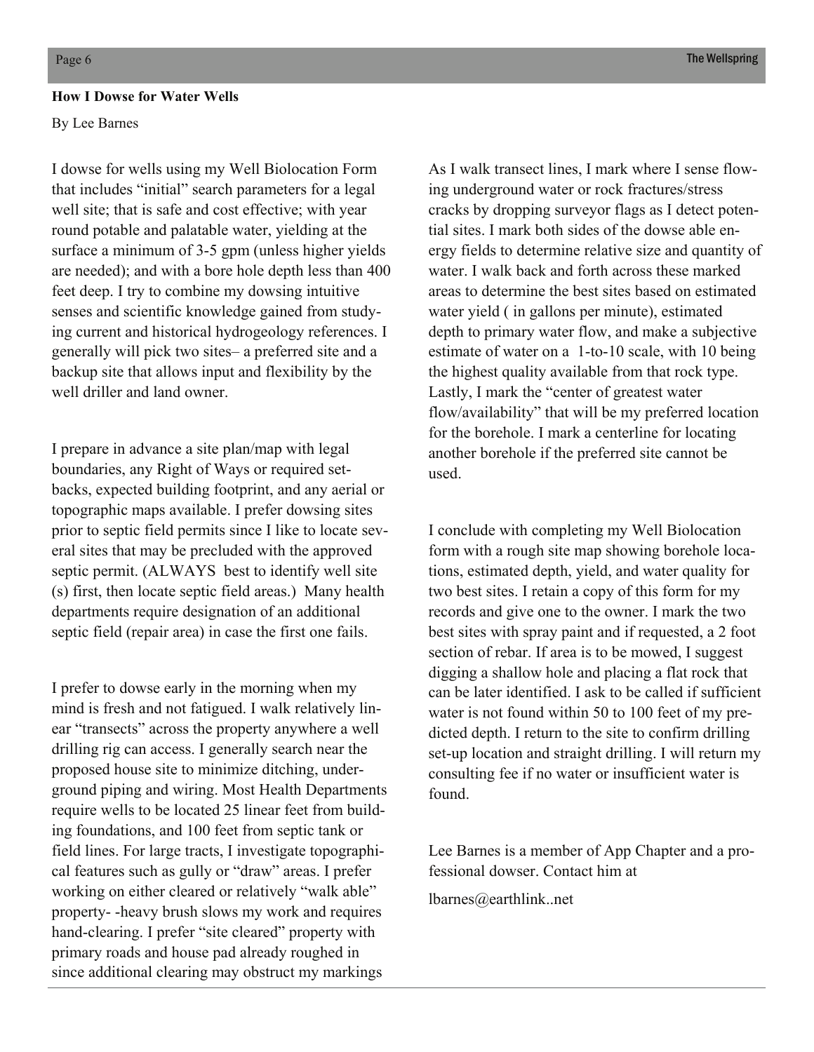**How I Dowse for Water Wells**

By Lee Barnes

I dowse for wells using my Well Biolocation Form that includes "initial" search parameters for a legal well site; that is safe and cost effective; with year round potable and palatable water, yielding at the surface a minimum of 3-5 gpm (unless higher yields are needed); and with a bore hole depth less than 400 feet deep. I try to combine my dowsing intuitive senses and scientific knowledge gained from studying current and historical hydrogeology references. I generally will pick two sites– a preferred site and a backup site that allows input and flexibility by the well driller and land owner.

I prepare in advance a site plan/map with legal boundaries, any Right of Ways or required set-backs, expected building footprint, and any aerial or topographic maps available. I prefer dowsing sites prior to septic field permits since I like to locate several sites that may be precluded with the approved septic permit. (ALWAYS best to identify well site (s) first, then locate septic field areas.) Many health departments require designation of an additional septic field (repair area) in case the first one fails.

I prefer to dowse early in the morning when my mind is fresh and not fatigued. I walk relatively linear "transects" across the property anywhere a well drilling rig can access. I generally search near the proposed house site to minimize ditching, underground piping and wiring. Most Health Departments require wells to be located 25 linear feet from building foundations, and 100 feet from septic tank or field lines. For large tracts, I investigate topographical features such as gully or "draw" areas. I prefer working on either cleared or relatively "walk able" property- -heavy brush slows my work and requires hand-clearing. I prefer "site cleared" property with primary roads and house pad already roughed in since additional clearing may obstruct my markings

As I walk transect lines, I mark where I sense flowing underground water or rock fractures/stress cracks by dropping surveyor flags as I detect potential sites. I mark both sides of the dowse able energy fields to determine relative size and quantity of water. I walk back and forth across these marked areas to determine the best sites based on estimated water yield ( in gallons per minute), estimated depth to primary water flow, and make a subjective estimate of water on a 1-to-10 scale, with 10 being the highest quality available from that rock type. Lastly, I mark the "center of greatest water flow/availability" that will be my preferred location for the borehole. I mark a centerline for locating another borehole if the preferred site cannot be used.

I conclude with completing my Well Biolocation form with a rough site map showing borehole locations, estimated depth, yield, and water quality for two best sites. I retain a copy of this form for my records and give one to the owner. I mark the two best sites with spray paint and if requested, a 2 foot section of rebar. If area is to be mowed, I suggest digging a shallow hole and placing a flat rock that can be later identified. I ask to be called if sufficient water is not found within 50 to 100 feet of my predicted depth. I return to the site to confirm drilling set-up location and straight drilling. I will return my consulting fee if no water or insufficient water is found.

Lee Barnes is a member of App Chapter and a professional dowser. Contact him at

lbarnes@earthlink..net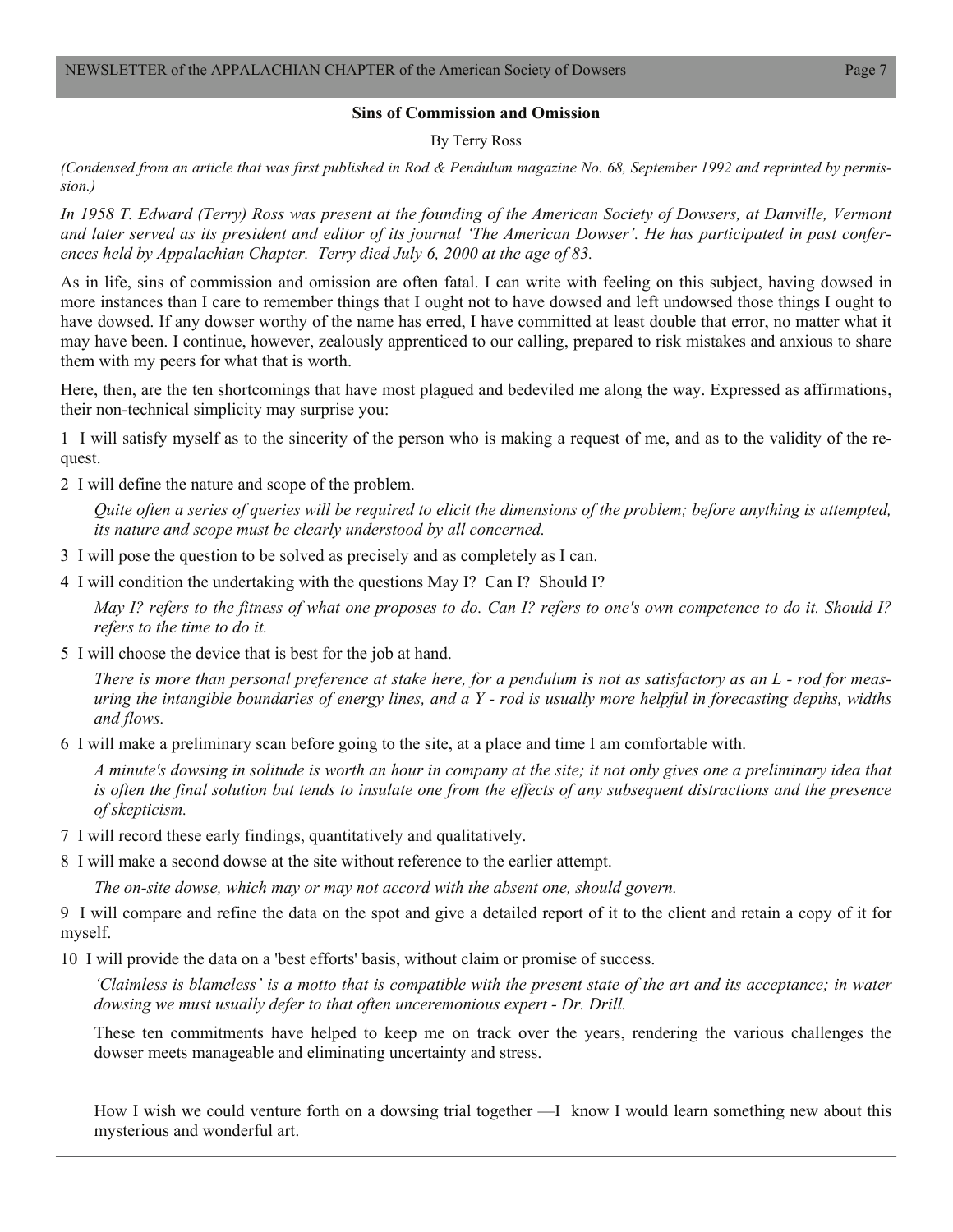## Sins of Commission and Omission

By Terry Ross

*(Condensed from an article that was first published in Rod & Pendulum magazine No. 68, September 1992 and reprinted by permission.)*

*In 1958 T. Edward (Terry) Ross was present at the founding of the American Society of Dowsers, at Danville, Vermont and later served as its president and editor of its journal 'The American Dowser'. He has participated in past conferences held by Appalachian Chapter. Terry died July 6, 2000 at the age of 83.*

As in life, sins of commission and omission are often fatal. I can write with feeling on this subject, having dowsed in more instances than I care to remember things that I ought not to have dowsed and left undowsed those things I ought to have dowsed. If any dowser worthy of the name has erred, I have committed at least double that error, no matter what it may have been. I continue, however, zealously apprenticed to our calling, prepared to risk mistakes and anxious to share them with my peers for what that is worth.

Here, then, are the ten shortcomings that have most plagued and bedeviled me along the way. Expressed as affirmations, their non-technical simplicity may surprise you:

1 I will satisfy myself as to the sincerity of the person who is making a request of me, and as to the validity of the request.

2 I will define the nature and scope of the problem.

*Quite often a series of queries will be required to elicit the dimensions of the problem; before anything is attempted, its nature and scope must be clearly understood by all concerned.*

3 I will pose the question to be solved as precisely and as completely as I can.

4 I will condition the undertaking with the questions May I? Can I? Should I?

*May I? refers to the fitness of what one proposes to do. Can I? refers to one's own competence to do it. Should I? refers to the time to do it.*

5 I will choose the device that is best for the job at hand.

*There is more than personal preference at stake here, for a pendulum is not as satisfactory as an L - rod for measuring the intangible boundaries of energy lines, and a Y - rod is usually more helpful in forecasting depths, widths and flows.*

6 I will make a preliminary scan before going to the site, at a place and time I am comfortable with.

*A minute's dowsing in solitude is worth an hour in company at the site; it not only gives one a preliminary idea that is often the final solution but tends to insulate one from the effects of any subsequent distractions and the presence of skepticism.*

7 I will record these early findings, quantitatively and qualitatively.

8 I will make a second dowse at the site without reference to the earlier attempt.

*The on-site dowse, which may or may not accord with the absent one, should govern.*

9 I will compare and refine the data on the spot and give a detailed report of it to the client and retain a copy of it for myself.

10 I will provide the data on a 'best efforts' basis, without claim or promise of success.

*'Claimless is blameless' is a motto that is compatible with the present state of the art and its acceptance; in water dowsing we must usually defer to that often unceremonious expert - Dr. Drill.*

These ten commitments have helped to keep me on track over the years, rendering the various challenges the dowser meets manageable and eliminating uncertainty and stress.

How I wish we could venture forth on a dowsing trial together —I know I would learn something new about this mysterious and wonderful art.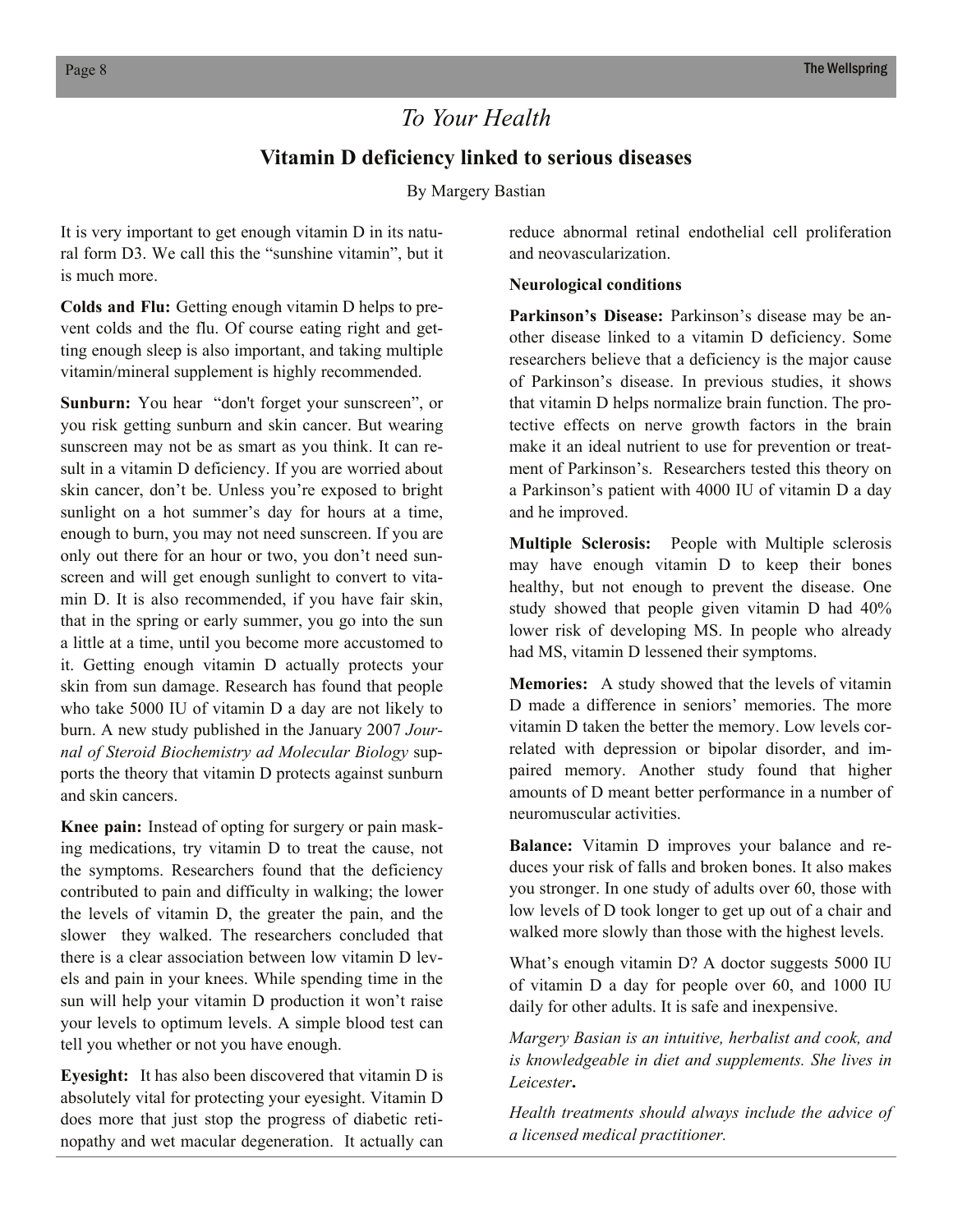## *To Your Health*

### Vitamin D deficiency linked to serious diseases

By Margery Bastian

It is very important to get enough vitamin D in its natural form D3. We call this the "sunshine vitamin", but it is much more.

**Colds and Flu:** Getting enough vitamin D helps to prevent colds and the flu. Of course eating right and getting enough sleep is also important, and taking multiple vitamin/mineral supplement is highly recommended.

**Sunburn:** You hear "don't forget your sunscreen", or you risk getting sunburn and skin cancer. But wearing sunscreen may not be as smart as you think. It can result in a vitamin D deficiency. If you are worried about skin cancer, don't be. Unless you're exposed to bright sunlight on a hot summer's day for hours at a time, enough to burn, you may not need sunscreen. If you are only out there for an hour or two, you don't need sunscreen and will get enough sunlight to convert to vitamin D. It is also recommended, if you have fair skin, that in the spring or early summer, you go into the sun a little at a time, until you become more accustomed to it. Getting enough vitamin D actually protects your skin from sun damage. Research has found that people who take 5000 IU of vitamin D a day are not likely to burn. A new study published in the January 2007 *Journal of Steroid Biochemistry ad Molecular Biology* supports the theory that vitamin D protects against sunburn and skin cancers.

**Knee pain:** Instead of opting for surgery or pain masking medications, try vitamin D to treat the cause, not the symptoms. Researchers found that the deficiency contributed to pain and difficulty in walking; the lower the levels of vitamin D, the greater the pain, and the slower they walked. The researchers concluded that there is a clear association between low vitamin D levels and pain in your knees. While spending time in the sun will help your vitamin D production it won't raise your levels to optimum levels. A simple blood test can tell you whether or not you have enough.

**Eyesight:** It has also been discovered that vitamin D is absolutely vital for protecting your eyesight. Vitamin D does more that just stop the progress of diabetic retinopathy and wet macular degeneration. It actually can reduce abnormal retinal endothelial cell proliferation and neovascularization.

**Neurological conditions**

**Parkinson's Disease:** Parkinson's disease may be another disease linked to a vitamin D deficiency. Some researchers believe that a deficiency is the major cause of Parkinson's disease. In previous studies, it shows that vitamin D helps normalize brain function. The protective effects on nerve growth factors in the brain make it an ideal nutrient to use for prevention or treatment of Parkinson's. Researchers tested this theory on a Parkinson's patient with 4000 IU of vitamin D a day and he improved.

**Multiple Sclerosis:** People with Multiple sclerosis may have enough vitamin D to keep their bones healthy, but not enough to prevent the disease. One study showed that people given vitamin D had 40% lower risk of developing MS. In people who already had MS, vitamin D lessened their symptoms.

**Memories:** A study showed that the levels of vitamin D made a difference in seniors' memories. The more vitamin D taken the better the memory. Low levels correlated with depression or bipolar disorder, and impaired memory. Another study found that higher amounts of D meant better performance in a number of neuromuscular activities.

**Balance:** Vitamin D improves your balance and reduces your risk of falls and broken bones. It also makes you stronger. In one study of adults over 60, those with low levels of D took longer to get up out of a chair and walked more slowly than those with the highest levels.

What's enough vitamin D? A doctor suggests 5000 IU of vitamin D a day for people over 60, and 1000 IU daily for other adults. It is safe and inexpensive.

*Margery Basian is an intuitive, herbalist and cook, and is knowledgeable in diet and supplements. She lives in Leicester***.**

*Health treatments should always include the advice of a licensed medical practitioner.*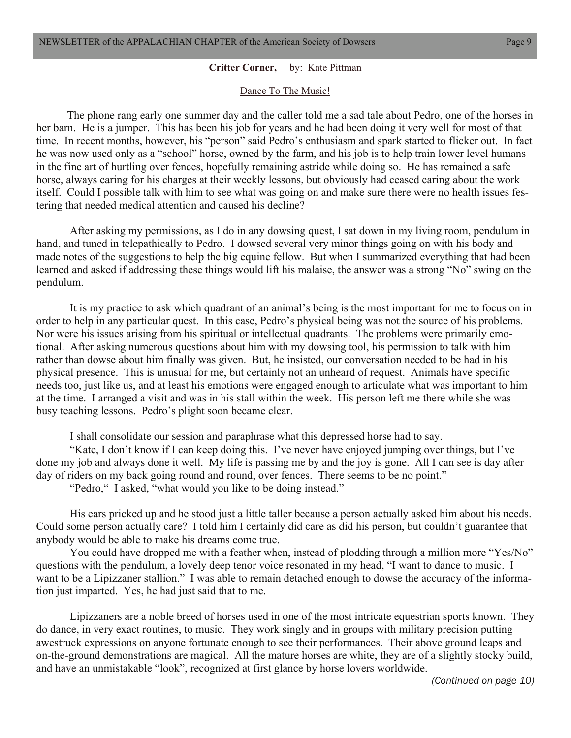**Critter Corner,** by: Kate Pittman

Dance To The Music!

The phone rang early one summer day and the caller told me a sad tale about Pedro, one of the horses in her barn. He is a jumper. This has been his job for years and he had been doing it very well for most of that time. In recent months, however, his "person" said Pedro's enthusiasm and spark started to flicker out. In fact he was now used only as a "school" horse, owned by the farm, and his job is to help train lower level humans in the fine art of hurtling over fences, hopefully remaining astride while doing so. He has remained a safe horse, always caring for his charges at their weekly lessons, but obviously had ceased caring about the work itself. Could I possible talk with him to see what was going on and make sure there were no health issues festering that needed medical attention and caused his decline?

After asking my permissions, as I do in any dowsing quest, I sat down in my living room, pendulum in hand, and tuned in telepathically to Pedro. I dowsed several very minor things going on with his body and made notes of the suggestions to help the big equine fellow. But when I summarized everything that had been learned and asked if addressing these things would lift his malaise, the answer was a strong "No" swing on the pendulum.

It is my practice to ask which quadrant of an animal's being is the most important for me to focus on in order to help in any particular quest. In this case, Pedro's physical being was not the source of his problems. Nor were his issues arising from his spiritual or intellectual quadrants. The problems were primarily emotional. After asking numerous questions about him with my dowsing tool, his permission to talk with him rather than dowse about him finally was given. But, he insisted, our conversation needed to be had in his physical presence. This is unusual for me, but certainly not an unheard of request. Animals have specific needs too, just like us, and at least his emotions were engaged enough to articulate what was important to him at the time. I arranged a visit and was in his stall within the week. His person left me there while she was busy teaching lessons. Pedro's plight soon became clear.

I shall consolidate our session and paraphrase what this depressed horse had to say.

"Kate, I don't know if I can keep doing this. I've never have enjoyed jumping over things, but I've done my job and always done it well. My life is passing me by and the joy is gone. All I can see is day after day of riders on my back going round and round, over fences. There seems to be no point."

"Pedro," I asked, "what would you like to be doing instead."

His ears pricked up and he stood just a little taller because a person actually asked him about his needs. Could some person actually care? I told him I certainly did care as did his person, but couldn't guarantee that anybody would be able to make his dreams come true.

You could have dropped me with a feather when, instead of plodding through a million more "Yes/No" questions with the pendulum, a lovely deep tenor voice resonated in my head, "I want to dance to music. I want to be a Lipizzaner stallion." I was able to remain detached enough to dowse the accuracy of the information just imparted. Yes, he had just said that to me.

Lipizzaners are a noble breed of horses used in one of the most intricate equestrian sports known. They do dance, in very exact routines, to music. They work singly and in groups with military precision putting awestruck expressions on anyone fortunate enough to see their performances. Their above ground leaps and on-the-ground demonstrations are magical. All the mature horses are white, they are of a slightly stocky build, and have an unmistakable "look", recognized at first glance by horse lovers worldwide.

*(Continued on page 10)*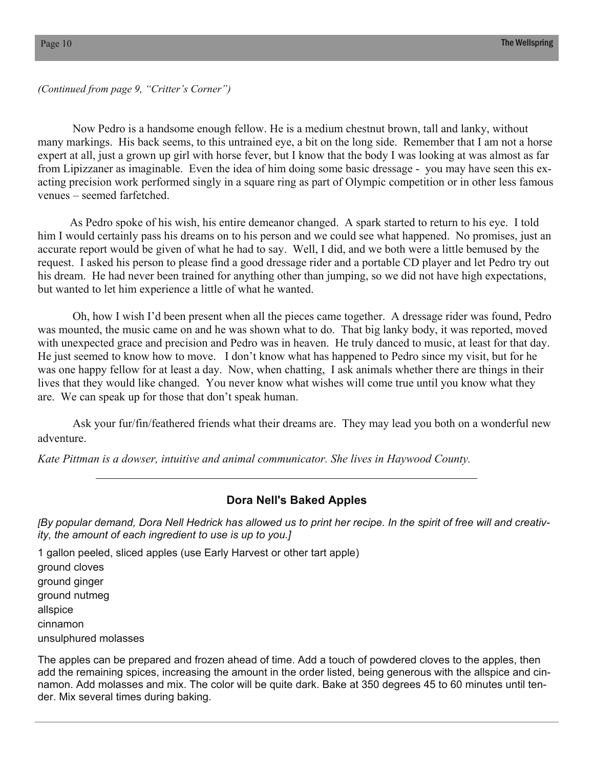*(Continued from page 9, "Critter's Corner")*

Now Pedro is a handsome enough fellow. He is a medium chestnut brown, tall and lanky, without many markings. His back seems, to this untrained eye, a bit on the long side. Remember that I am not a horse expert at all, just a grown up girl with horse fever, but I know that the body I was looking at was almost as far from Lipizzaner as imaginable. Even the idea of him doing some basic dressage - you may have seen this exacting precision work performed singly in a square ring as part of Olympic competition or in other less famous venues – seemed farfetched.

As Pedro spoke of his wish, his entire demeanor changed. A spark started to return to his eye. I told him I would certainly pass his dreams on to his person and we could see what happened. No promises, just an accurate report would be given of what he had to say. Well, I did, and we both were a little bemused by the request. I asked his person to please find a good dressage rider and a portable CD player and let Pedro try out his dream. He had never been trained for anything other than jumping, so we did not have high expectations, but wanted to let him experience a little of what he wanted.

Oh, how I wish I'd been present when all the pieces came together. A dressage rider was found, Pedro was mounted, the music came on and he was shown what to do. That big lanky body, it was reported, moved with unexpected grace and precision and Pedro was in heaven. He truly danced to music, at least for that day. He just seemed to know how to move. I don't know what has happened to Pedro since my visit, but for he was one happy fellow for at least a day. Now, when chatting, I ask animals whether there are things in their lives that they would like changed. You never know what wishes will come true until you know what they are. We can speak up for those that don't speak human.

Ask your fur/fin/feathered friends what their dreams are. They may lead you both on a wonderful new adventure.

*Kate Pittman is a dowser, intuitive and animal communicator. She lives in Haywood County.*

---

## Dora Nell's Baked Apples

*[By popular demand, Dora Nell Hedrick has allowed us to print her recipe. In the spirit of free will and creativity, the amount of each ingredient to use is up to you.]*

1 gallon peeled, sliced apples (use Early Harvest or other tart apple)
ground cloves
ground ginger
ground nutmeg
allspice
cinnamon
unsulphured molasses

The apples can be prepared and frozen ahead of time. Add a touch of powdered cloves to the apples, then add the remaining spices, increasing the amount in the order listed, being generous with the allspice and cinnamon. Add molasses and mix. The color will be quite dark. Bake at 350 degrees 45 to 60 minutes until tender. Mix several times during baking.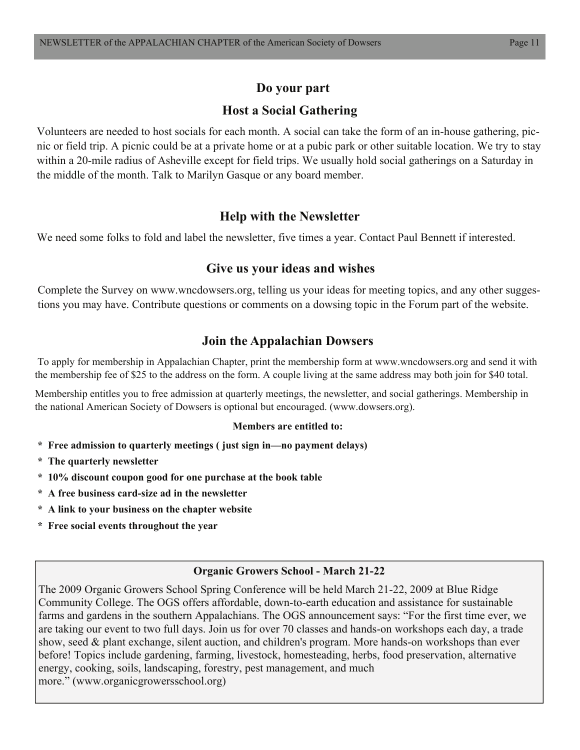## Do your part

## Host a Social Gathering

Volunteers are needed to host socials for each month. A social can take the form of an in-house gathering, picnic or field trip. A picnic could be at a private home or at a pubic park or other suitable location. We try to stay within a 20-mile radius of Asheville except for field trips. We usually hold social gatherings on a Saturday in the middle of the month. Talk to Marilyn Gasque or any board member.

## Help with the Newsletter

We need some folks to fold and label the newsletter, five times a year. Contact Paul Bennett if interested.

## Give us your ideas and wishes

Complete the Survey on www.wncdowsers.org, telling us your ideas for meeting topics, and any other suggestions you may have. Contribute questions or comments on a dowsing topic in the Forum part of the website.

## Join the Appalachian Dowsers

To apply for membership in Appalachian Chapter, print the membership form at www.wncdowsers.org and send it with the membership fee of $25 to the address on the form. A couple living at the same address may both join for $40 total.

Membership entitles you to free admission at quarterly meetings, the newsletter, and social gatherings. Membership in the national American Society of Dowsers is optional but encouraged. (www.dowsers.org).

**Members are entitled to:**

* **Free admission to quarterly meetings ( just sign in—no payment delays)**
* **The quarterly newsletter**
* **10% discount coupon good for one purchase at the book table**
* **A free business card-size ad in the newsletter**
* **A link to your business on the chapter website**
* **Free social events throughout the year**

### Organic Growers School - March 21-22

The 2009 Organic Growers School Spring Conference will be held March 21-22, 2009 at Blue Ridge Community College. The OGS offers affordable, down-to-earth education and assistance for sustainable farms and gardens in the southern Appalachians. The OGS announcement says: "For the first time ever, we are taking our event to two full days. Join us for over 70 classes and hands-on workshops each day, a trade show, seed & plant exchange, silent auction, and children's program. More hands-on workshops than ever before! Topics include gardening, farming, livestock, homesteading, herbs, food preservation, alternative energy, cooking, soils, landscaping, forestry, pest management, and much more." (www.organicgrowersschool.org)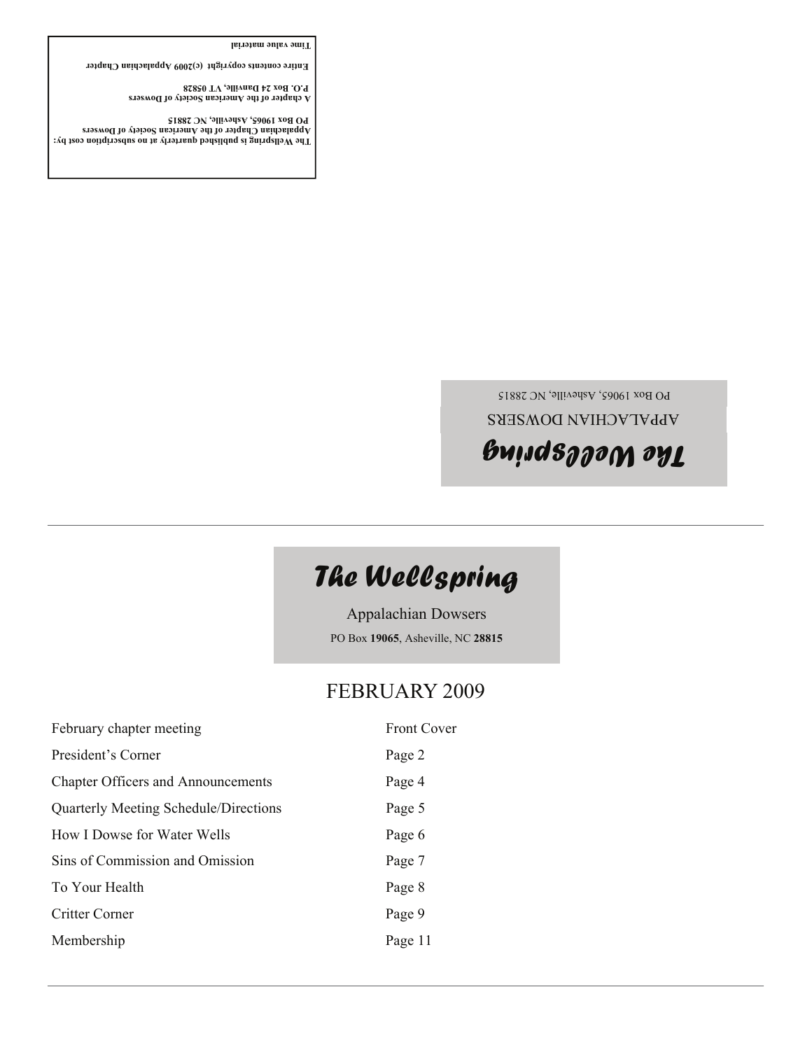The Wellspring is published quarterly at no subscription cost by:
Appalachian Chapter of the American Society of Dowsers
PO Box 19065, Asheville, NC 28815
A chapter of the American Society of Dowsers
P.O. Box 24 Danville, VT 05828

Entire contents copyright (c)2009 Appalachian Chapter

Time value material

# The Wellspring

APPALACHIAN DOWSERS

PO Box 19065, Asheville, NC 28815

# The Wellspring

Appalachian Dowsers

PO Box **19065**, Asheville, NC **28815**

## FEBRUARY 2009

| | |
|---|---|
| February chapter meeting | Front Cover |
| President's Corner | Page 2 |
| Chapter Officers and Announcements | Page 4 |
| Quarterly Meeting Schedule/Directions | Page 5 |
| How I Dowse for Water Wells | Page 6 |
| Sins of Commission and Omission | Page 7 |
| To Your Health | Page 8 |
| Critter Corner | Page 9 |
| Membership | Page 11 |